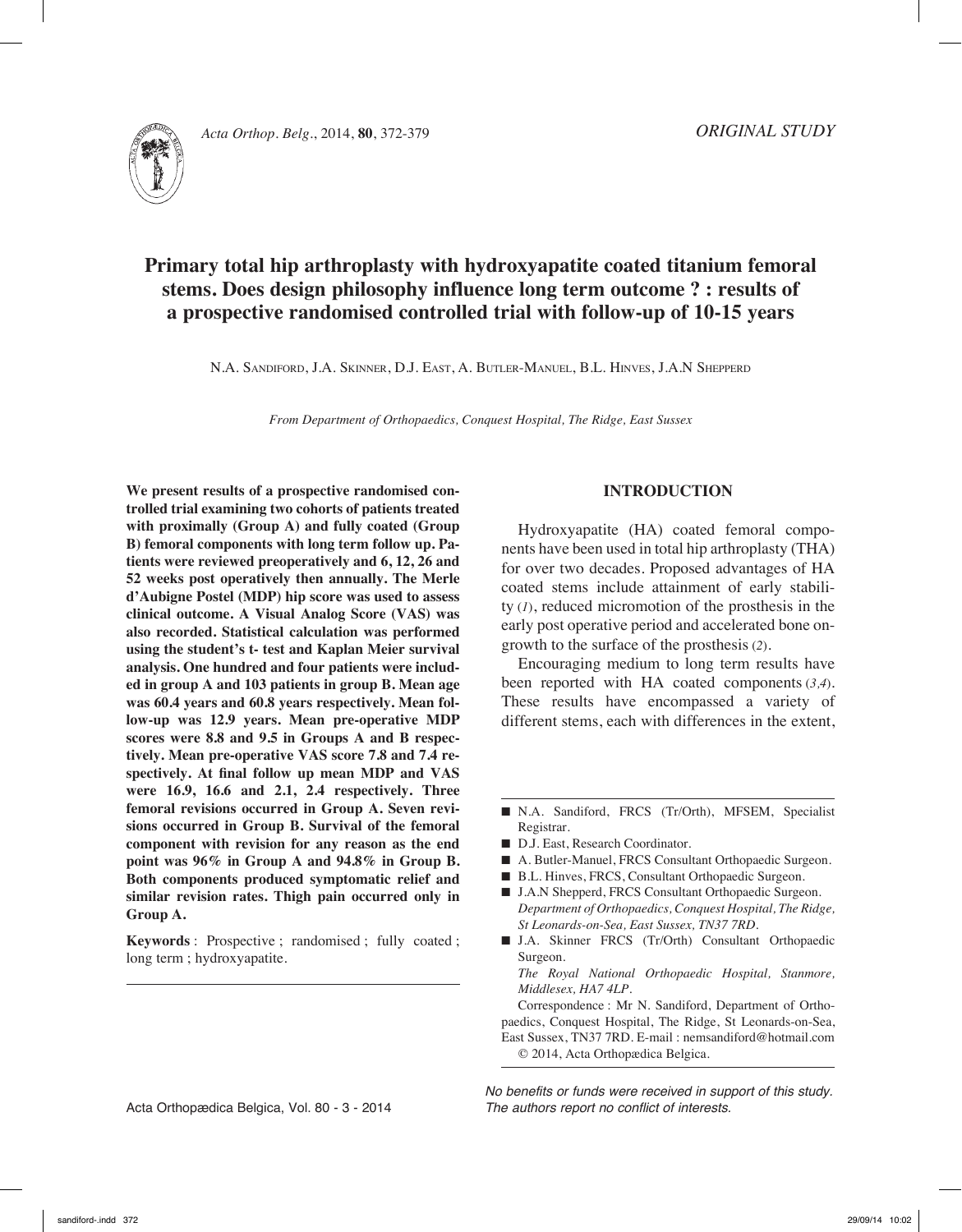*ORIGINAL STUDY*

# Primary total hip arthroplasty with hydroxyapatite coated titanium femoral stems. Does design philosophy influence long term outcome ? : results of a prospective randomised controlled trial with follow-up of 10-15 years

N.A. Sandiford, J.A. Skinner, D.J. East, A. Butler-Manuel, B.L. Hinves, J.A.N Shepperd

*From Department of Orthopaedics, Conquest Hospital, The Ridge, East Sussex*

**We present results of a prospective randomised controlled trial examining two cohorts of patients treated with proximally (Group A) and fully coated (Group B) femoral components with long term follow up. Patients were reviewed preoperatively and 6, 12, 26 and 52 weeks post operatively then annually. The Merle d'Aubigne Postel (MDP) hip score was used to assess clinical outcome. A Visual Analog Score (VAS) was also recorded. Statistical calculation was performed using the student's t- test and Kaplan Meier survival analysis. One hundred and four patients were included in group A and 103 patients in group B. Mean age was 60.4 years and 60.8 years respectively. Mean follow-up was 12.9 years. Mean pre-operative MDP scores were 8.8 and 9.5 in Groups A and B respectively. Mean pre-operative VAS score 7.8 and 7.4 respectively. At final follow up mean MDP and VAS were 16.9, 16.6 and 2.1, 2.4 respectively. Three femoral revisions occurred in Group A. Seven revisions occurred in Group B. Survival of the femoral component with revision for any reason as the end point was 96% in Group A and 94.8% in Group B. Both components produced symptomatic relief and similar revision rates. Thigh pain occurred only in Group A.**

**Keywords** : Prospective ; randomised ; fully coated ; long term ; hydroxyapatite.

## INTRODUCTION

Hydroxyapatite (HA) coated femoral components have been used in total hip arthroplasty (THA) for over two decades. Proposed advantages of HA coated stems include attainment of early stability (*1*), reduced micromotion of the prosthesis in the early post operative period and accelerated bone ongrowth to the surface of the prosthesis (*2*).

Encouraging medium to long term results have been reported with HA coated components (*3,4*). These results have encompassed a variety of different stems, each with differences in the extent,

---

- N.A. Sandiford, FRCS (Tr/Orth), MFSEM, Specialist Registrar.
- D.J. East, Research Coordinator.
- A. Butler-Manuel, FRCS Consultant Orthopaedic Surgeon.
- B.L. Hinves, FRCS, Consultant Orthopaedic Surgeon.
- J.A.N Shepperd, FRCS Consultant Orthopaedic Surgeon.
  *Department of Orthopaedics, Conquest Hospital, The Ridge, St Leonards-on-Sea, East Sussex, TN37 7RD.*
- J.A. Skinner FRCS (Tr/Orth) Consultant Orthopaedic Surgeon.
  *The Royal National Orthopaedic Hospital, Stanmore, Middlesex, HA7 4LP.*

Correspondence : Mr N. Sandiford, Department of Orthopaedics, Conquest Hospital, The Ridge, St Leonards-on-Sea, East Sussex, TN37 7RD. E-mail : nemsandiford@hotmail.com

© 2014, Acta Orthopædica Belgica.

*No benefits or funds were received in support of this study. The authors report no conflict of interests.*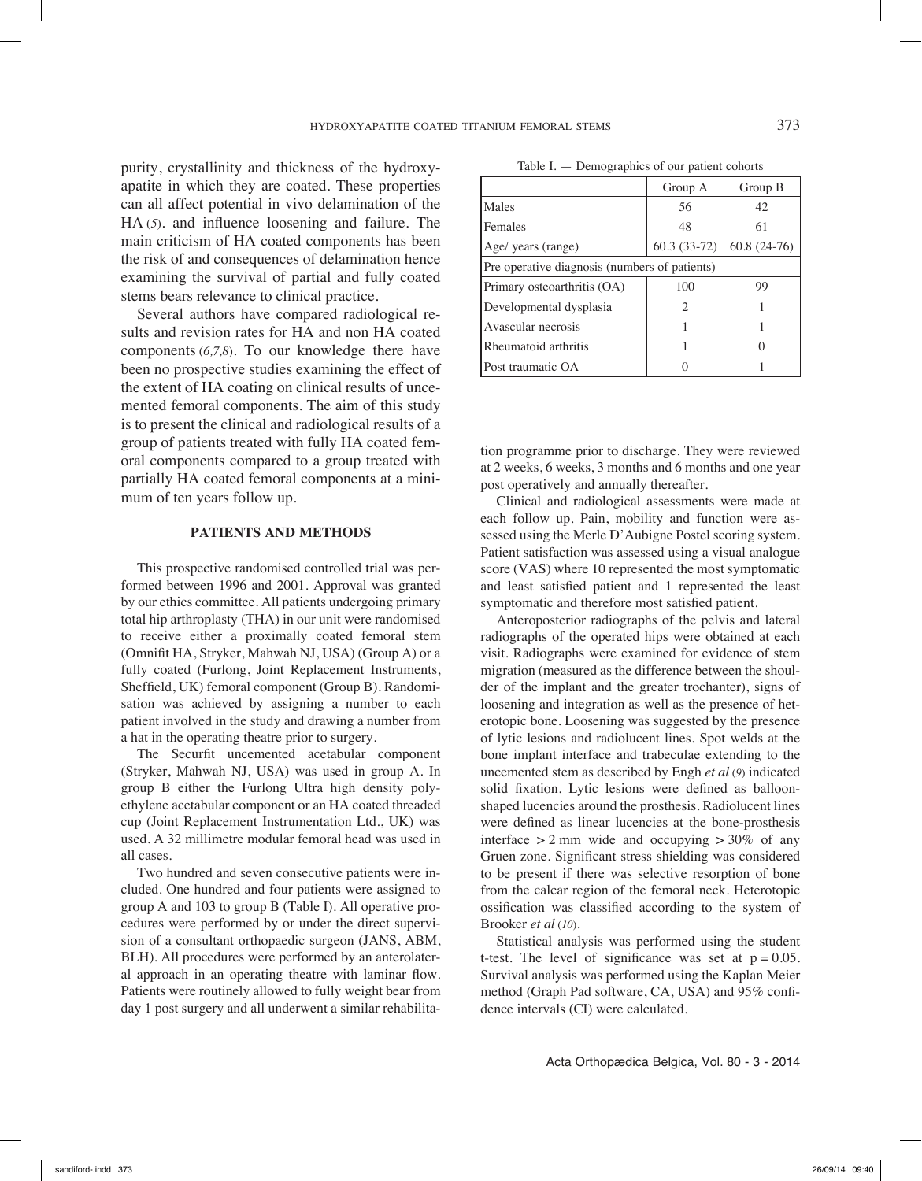purity, crystallinity and thickness of the hydroxyapatite in which they are coated. These properties can all affect potential in vivo delamination of the HA (*5*). and influence loosening and failure. The main criticism of HA coated components has been the risk of and consequences of delamination hence examining the survival of partial and fully coated stems bears relevance to clinical practice.

Several authors have compared radiological results and revision rates for HA and non HA coated components (*6,7,8*). To our knowledge there have been no prospective studies examining the effect of the extent of HA coating on clinical results of uncemented femoral components. The aim of this study is to present the clinical and radiological results of a group of patients treated with fully HA coated femoral components compared to a group treated with partially HA coated femoral components at a minimum of ten years follow up.

## PATIENTS AND METHODS

This prospective randomised controlled trial was performed between 1996 and 2001. Approval was granted by our ethics committee. All patients undergoing primary total hip arthroplasty (THA) in our unit were randomised to receive either a proximally coated femoral stem (Omnifit HA, Stryker, Mahwah NJ, USA) (Group A) or a fully coated (Furlong, Joint Replacement Instruments, Sheffield, UK) femoral component (Group B). Randomisation was achieved by assigning a number to each patient involved in the study and drawing a number from a hat in the operating theatre prior to surgery.

The Securfit uncemented acetabular component (Stryker, Mahwah NJ, USA) was used in group A. In group B either the Furlong Ultra high density polyethylene acetabular component or an HA coated threaded cup (Joint Replacement Instrumentation Ltd., UK) was used. A 32 millimetre modular femoral head was used in all cases.

Two hundred and seven consecutive patients were included. One hundred and four patients were assigned to group A and 103 to group B (Table I). All operative procedures were performed by or under the direct supervision of a consultant orthopaedic surgeon (JANS, ABM, BLH). All procedures were performed by an anterolateral approach in an operating theatre with laminar flow. Patients were routinely allowed to fully weight bear from day 1 post surgery and all underwent a similar rehabilitation programme prior to discharge. They were reviewed at 2 weeks, 6 weeks, 3 months and 6 months and one year post operatively and annually thereafter.

Table I. — Demographics of our patient cohorts

| | Group A | Group B |
|---|---|---|
| Males | 56 | 42 |
| Females | 48 | 61 |
| Age/ years (range) | 60.3 (33-72) | 60.8 (24-76) |
| Pre operative diagnosis (numbers of patients) | | |
| Primary osteoarthritis (OA) | 100 | 99 |
| Developmental dysplasia | 2 | 1 |
| Avascular necrosis | 1 | 1 |
| Rheumatoid arthritis | 1 | 0 |
| Post traumatic OA | 0 | 1 |

Clinical and radiological assessments were made at each follow up. Pain, mobility and function were assessed using the Merle D'Aubigne Postel scoring system. Patient satisfaction was assessed using a visual analogue score (VAS) where 10 represented the most symptomatic and least satisfied patient and 1 represented the least symptomatic and therefore most satisfied patient.

Anteroposterior radiographs of the pelvis and lateral radiographs of the operated hips were obtained at each visit. Radiographs were examined for evidence of stem migration (measured as the difference between the shoulder of the implant and the greater trochanter), signs of loosening and integration as well as the presence of heterotopic bone. Loosening was suggested by the presence of lytic lesions and radiolucent lines. Spot welds at the bone implant interface and trabeculae extending to the uncemented stem as described by Engh *et al* (*9*) indicated solid fixation. Lytic lesions were defined as balloon-shaped lucencies around the prosthesis. Radiolucent lines were defined as linear lucencies at the bone-prosthesis interface > 2 mm wide and occupying > 30% of any Gruen zone. Significant stress shielding was considered to be present if there was selective resorption of bone from the calcar region of the femoral neck. Heterotopic ossification was classified according to the system of Brooker *et al* (*10*).

Statistical analysis was performed using the student t-test. The level of significance was set at $p = 0.05$. Survival analysis was performed using the Kaplan Meier method (Graph Pad software, CA, USA) and 95% confidence intervals (CI) were calculated.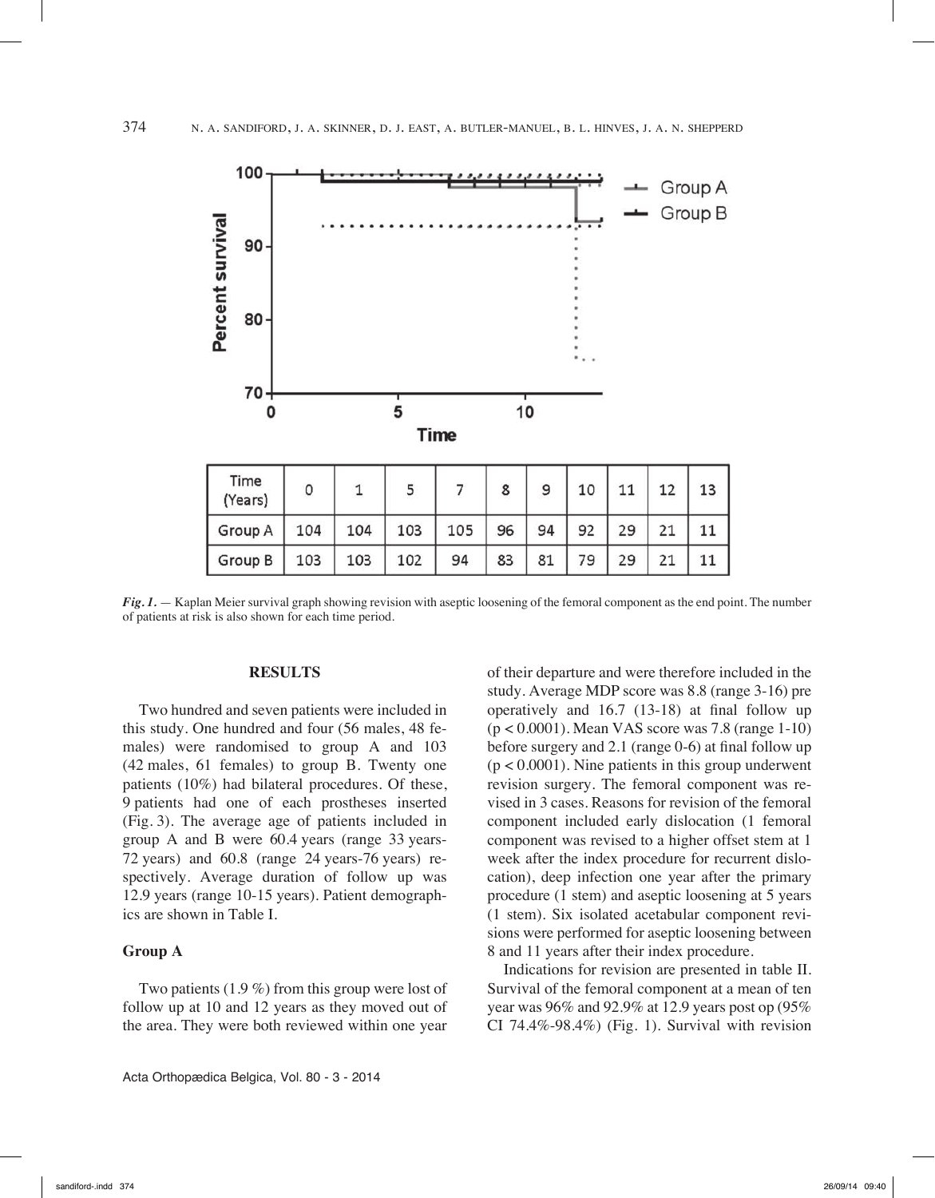| Time (Years) | 0 | 1 | 5 | 7 | 8 | 9 | 10 | 11 | 12 | 13 |
|---|---|---|---|---|---|---|---|---|---|---|
| Group A | 104 | 104 | 103 | 105 | 96 | 94 | 92 | 29 | 21 | 11 |
| Group B | 103 | 103 | 102 | 94 | 83 | 81 | 79 | 29 | 21 | 11 |

***Fig. 1.*** — Kaplan Meier survival graph showing revision with aseptic loosening of the femoral component as the end point. The number of patients at risk is also shown for each time period.

## RESULTS

Two hundred and seven patients were included in this study. One hundred and four (56 males, 48 females) were randomised to group A and 103 (42 males, 61 females) to group B. Twenty one patients (10%) had bilateral procedures. Of these, 9 patients had one of each prostheses inserted (Fig. 3). The average age of patients included in group A and B were 60.4 years (range 33 years-72 years) and 60.8 (range 24 years-76 years) respectively. Average duration of follow up was 12.9 years (range 10-15 years). Patient demographics are shown in Table I.

### Group A

Two patients (1.9 %) from this group were lost of follow up at 10 and 12 years as they moved out of the area. They were both reviewed within one year of their departure and were therefore included in the study. Average MDP score was 8.8 (range 3-16) pre operatively and 16.7 (13-18) at final follow up ($p < 0.0001$). Mean VAS score was 7.8 (range 1-10) before surgery and 2.1 (range 0-6) at final follow up ($p < 0.0001$). Nine patients in this group underwent revision surgery. The femoral component was revised in 3 cases. Reasons for revision of the femoral component included early dislocation (1 femoral component was revised to a higher offset stem at 1 week after the index procedure for recurrent dislocation), deep infection one year after the primary procedure (1 stem) and aseptic loosening at 5 years (1 stem). Six isolated acetabular component revisions were performed for aseptic loosening between 8 and 11 years after their index procedure.

Indications for revision are presented in table II. Survival of the femoral component at a mean of ten year was 96% and 92.9% at 12.9 years post op (95% CI 74.4%-98.4%) (Fig. 1). Survival with revision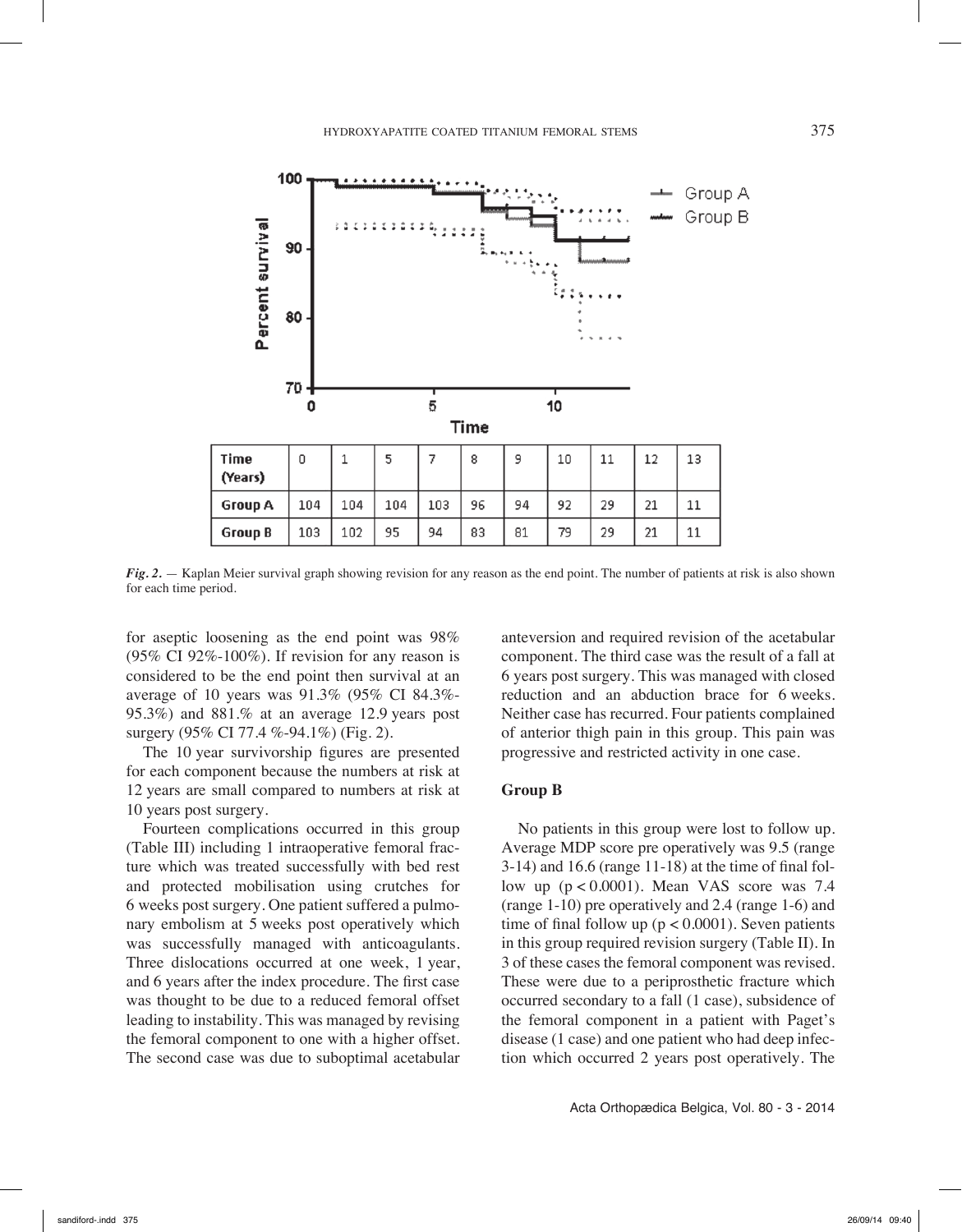| Time (Years) | 0 | 1 | 5 | 7 | 8 | 9 | 10 | 11 | 12 | 13 |
|---|---|---|---|---|---|---|---|---|---|---|
| Group A | 104 | 104 | 104 | 103 | 96 | 94 | 92 | 29 | 21 | 11 |
| Group B | 103 | 102 | 95 | 94 | 83 | 81 | 79 | 29 | 21 | 11 |

***Fig. 2.*** — Kaplan Meier survival graph showing revision for any reason as the end point. The number of patients at risk is also shown for each time period.

for aseptic loosening as the end point was 98% (95% CI 92%-100%). If revision for any reason is considered to be the end point then survival at an average of 10 years was 91.3% (95% CI 84.3%-95.3%) and 881.% at an average 12.9 years post surgery (95% CI 77.4 %-94.1%) (Fig. 2).

The 10 year survivorship figures are presented for each component because the numbers at risk at 12 years are small compared to numbers at risk at 10 years post surgery.

Fourteen complications occurred in this group (Table III) including 1 intraoperative femoral fracture which was treated successfully with bed rest and protected mobilisation using crutches for 6 weeks post surgery. One patient suffered a pulmonary embolism at 5 weeks post operatively which was successfully managed with anticoagulants. Three dislocations occurred at one week, 1 year, and 6 years after the index procedure. The first case was thought to be due to a reduced femoral offset leading to instability. This was managed by revising the femoral component to one with a higher offset. The second case was due to suboptimal acetabular anteversion and required revision of the acetabular component. The third case was the result of a fall at 6 years post surgery. This was managed with closed reduction and an abduction brace for 6 weeks. Neither case has recurred. Four patients complained of anterior thigh pain in this group. This pain was progressive and restricted activity in one case.

### Group B

No patients in this group were lost to follow up. Average MDP score pre operatively was 9.5 (range 3-14) and 16.6 (range 11-18) at the time of final follow up ($p < 0.0001$). Mean VAS score was 7.4 (range 1-10) pre operatively and 2.4 (range 1-6) and time of final follow up ($p < 0.0001$). Seven patients in this group required revision surgery (Table II). In 3 of these cases the femoral component was revised. These were due to a periprosthetic fracture which occurred secondary to a fall (1 case), subsidence of the femoral component in a patient with Paget's disease (1 case) and one patient who had deep infection which occurred 2 years post operatively. The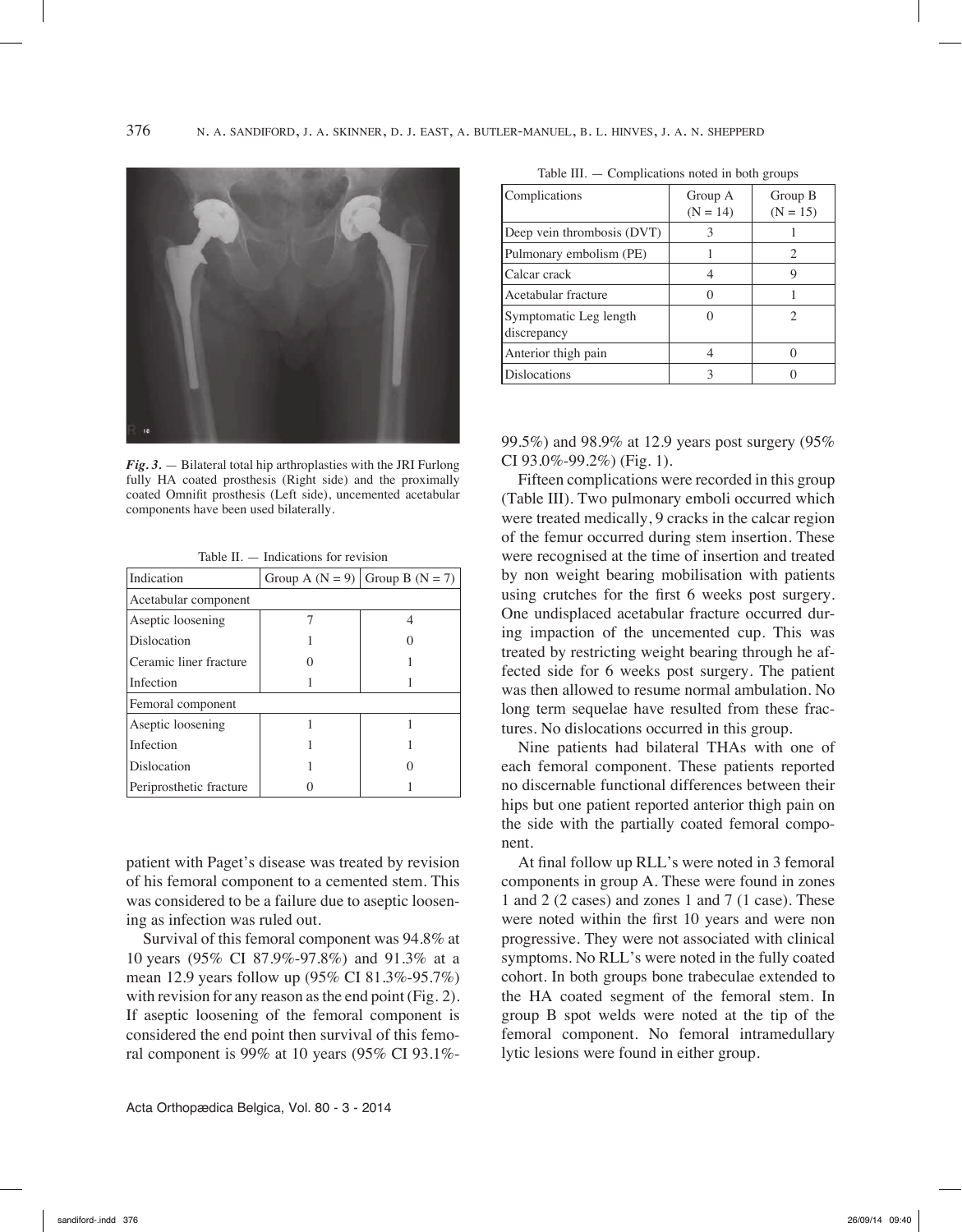*Fig. 3.* — Bilateral total hip arthroplasties with the JRI Furlong fully HA coated prosthesis (Right side) and the proximally coated Omnifit prosthesis (Left side), uncemented acetabular components have been used bilaterally.

Table II. — Indications for revision

| Indication | Group A (N = 9) | Group B (N = 7) |
|---|---|---|
| Acetabular component | | |
| Aseptic loosening | 7 | 4 |
| Dislocation | 1 | 0 |
| Ceramic liner fracture | 0 | 1 |
| Infection | 1 | 1 |
| Femoral component | | |
| Aseptic loosening | 1 | 1 |
| Infection | 1 | 1 |
| Dislocation | 1 | 0 |
| Periprosthetic fracture | 0 | 1 |

patient with Paget's disease was treated by revision of his femoral component to a cemented stem. This was considered to be a failure due to aseptic loosening as infection was ruled out.

Survival of this femoral component was 94.8% at 10 years (95% CI 87.9%-97.8%) and 91.3% at a mean 12.9 years follow up (95% CI 81.3%-95.7%) with revision for any reason as the end point (Fig. 2). If aseptic loosening of the femoral component is considered the end point then survival of this femoral component is 99% at 10 years (95% CI 93.1%-99.5%) and 98.9% at 12.9 years post surgery (95% CI 93.0%-99.2%) (Fig. 1).

Table III. — Complications noted in both groups

| Complications | Group A (N = 14) | Group B (N = 15) |
|---|---|---|
| Deep vein thrombosis (DVT) | 3 | 1 |
| Pulmonary embolism (PE) | 1 | 2 |
| Calcar crack | 4 | 9 |
| Acetabular fracture | 0 | 1 |
| Symptomatic Leg length discrepancy | 0 | 2 |
| Anterior thigh pain | 4 | 0 |
| Dislocations | 3 | 0 |

Fifteen complications were recorded in this group (Table III). Two pulmonary emboli occurred which were treated medically, 9 cracks in the calcar region of the femur occurred during stem insertion. These were recognised at the time of insertion and treated by non weight bearing mobilisation with patients using crutches for the first 6 weeks post surgery. One undisplaced acetabular fracture occurred during impaction of the uncemented cup. This was treated by restricting weight bearing through he affected side for 6 weeks post surgery. The patient was then allowed to resume normal ambulation. No long term sequelae have resulted from these fractures. No dislocations occurred in this group.

Nine patients had bilateral THAs with one of each femoral component. These patients reported no discernable functional differences between their hips but one patient reported anterior thigh pain on the side with the partially coated femoral component.

At final follow up RLL's were noted in 3 femoral components in group A. These were found in zones 1 and 2 (2 cases) and zones 1 and 7 (1 case). These were noted within the first 10 years and were non progressive. They were not associated with clinical symptoms. No RLL's were noted in the fully coated cohort. In both groups bone trabeculae extended to the HA coated segment of the femoral stem. In group B spot welds were noted at the tip of the femoral component. No femoral intramedullary lytic lesions were found in either group.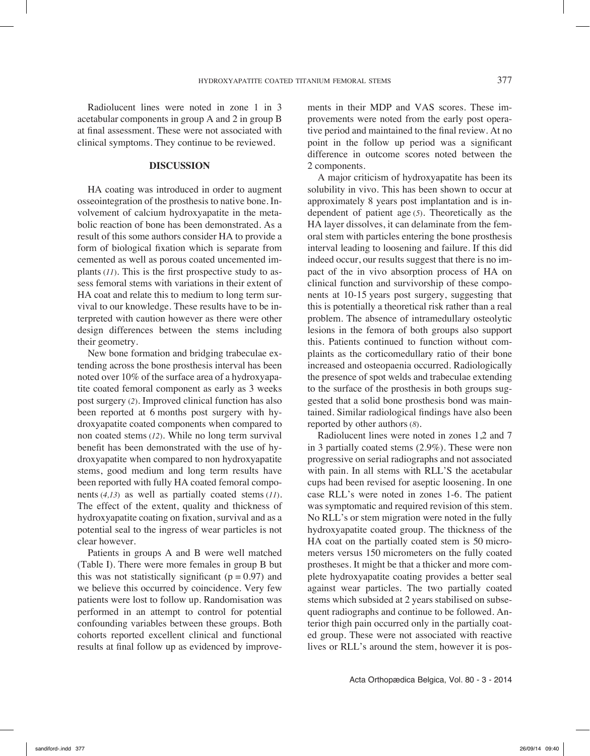Radiolucent lines were noted in zone 1 in 3 acetabular components in group A and 2 in group B at final assessment. These were not associated with clinical symptoms. They continue to be reviewed.

## DISCUSSION

HA coating was introduced in order to augment osseointegration of the prosthesis to native bone. Involvement of calcium hydroxyapatite in the metabolic reaction of bone has been demonstrated. As a result of this some authors consider HA to provide a form of biological fixation which is separate from cemented as well as porous coated uncemented implants (*11*). This is the first prospective study to assess femoral stems with variations in their extent of HA coat and relate this to medium to long term survival to our knowledge. These results have to be interpreted with caution however as there were other design differences between the stems including their geometry.

New bone formation and bridging trabeculae extending across the bone prosthesis interval has been noted over 10% of the surface area of a hydroxyapatite coated femoral component as early as 3 weeks post surgery (*2*). Improved clinical function has also been reported at 6 months post surgery with hydroxyapatite coated components when compared to non coated stems (*12*). While no long term survival benefit has been demonstrated with the use of hydroxyapatite when compared to non hydroxyapatite stems, good medium and long term results have been reported with fully HA coated femoral components (*4,13*) as well as partially coated stems (*11*). The effect of the extent, quality and thickness of hydroxyapatite coating on fixation, survival and as a potential seal to the ingress of wear particles is not clear however.

Patients in groups A and B were well matched (Table I). There were more females in group B but this was not statistically significant ($p = 0.97$) and we believe this occurred by coincidence. Very few patients were lost to follow up. Randomisation was performed in an attempt to control for potential confounding variables between these groups. Both cohorts reported excellent clinical and functional results at final follow up as evidenced by improvements in their MDP and VAS scores. These improvements were noted from the early post operative period and maintained to the final review. At no point in the follow up period was a significant difference in outcome scores noted between the 2 components.

A major criticism of hydroxyapatite has been its solubility in vivo. This has been shown to occur at approximately 8 years post implantation and is independent of patient age (*5*). Theoretically as the HA layer dissolves, it can delaminate from the femoral stem with particles entering the bone prosthesis interval leading to loosening and failure. If this did indeed occur, our results suggest that there is no impact of the in vivo absorption process of HA on clinical function and survivorship of these components at 10-15 years post surgery, suggesting that this is potentially a theoretical risk rather than a real problem. The absence of intramedullary osteolytic lesions in the femora of both groups also support this. Patients continued to function without complaints as the corticomedullary ratio of their bone increased and osteopaenia occurred. Radiologically the presence of spot welds and trabeculae extending to the surface of the prosthesis in both groups suggested that a solid bone prosthesis bond was maintained. Similar radiological findings have also been reported by other authors (*8*).

Radiolucent lines were noted in zones 1,2 and 7 in 3 partially coated stems (2.9%). These were non progressive on serial radiographs and not associated with pain. In all stems with RLL'S the acetabular cups had been revised for aseptic loosening. In one case RLL's were noted in zones 1-6. The patient was symptomatic and required revision of this stem. No RLL's or stem migration were noted in the fully hydroxyapatite coated group. The thickness of the HA coat on the partially coated stem is 50 micrometers versus 150 micrometers on the fully coated prostheses. It might be that a thicker and more complete hydroxyapatite coating provides a better seal against wear particles. The two partially coated stems which subsided at 2 years stabilised on subsequent radiographs and continue to be followed. Anterior thigh pain occurred only in the partially coated group. These were not associated with reactive lives or RLL's around the stem, however it is pos-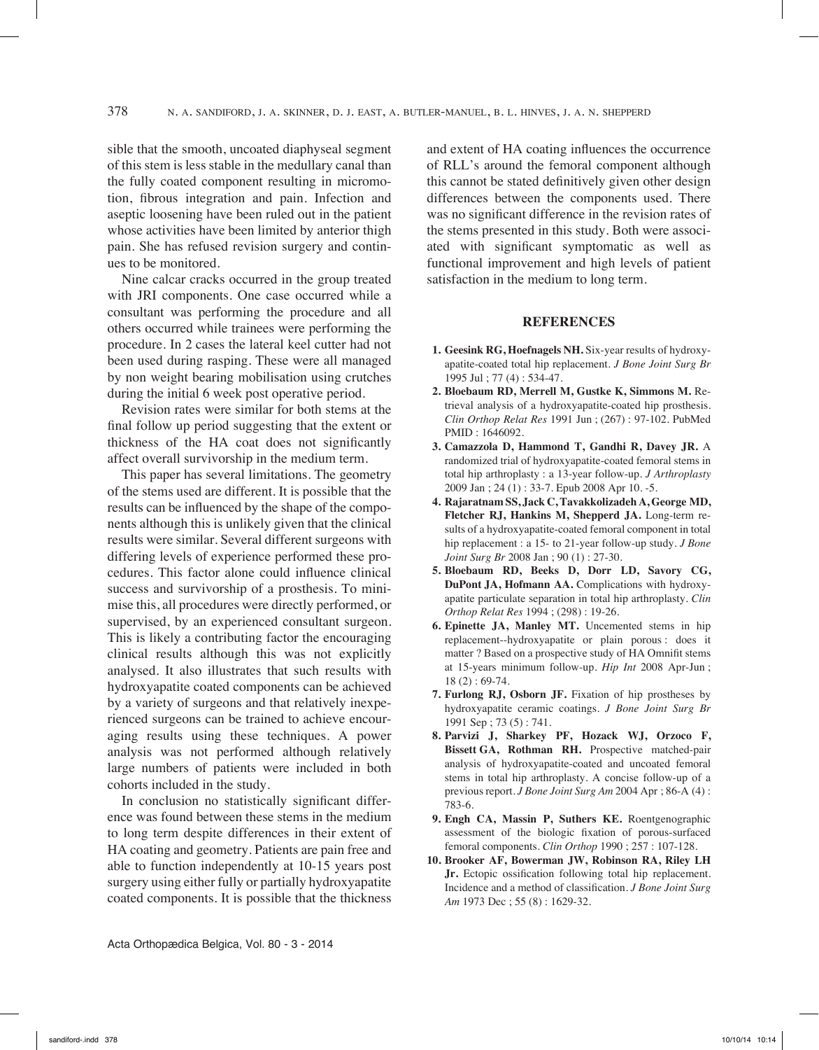sible that the smooth, uncoated diaphyseal segment of this stem is less stable in the medullary canal than the fully coated component resulting in micromotion, fibrous integration and pain. Infection and aseptic loosening have been ruled out in the patient whose activities have been limited by anterior thigh pain. She has refused revision surgery and continues to be monitored.

Nine calcar cracks occurred in the group treated with JRI components. One case occurred while a consultant was performing the procedure and all others occurred while trainees were performing the procedure. In 2 cases the lateral keel cutter had not been used during rasping. These were all managed by non weight bearing mobilisation using crutches during the initial 6 week post operative period.

Revision rates were similar for both stems at the final follow up period suggesting that the extent or thickness of the HA coat does not significantly affect overall survivorship in the medium term.

This paper has several limitations. The geometry of the stems used are different. It is possible that the results can be influenced by the shape of the components although this is unlikely given that the clinical results were similar. Several different surgeons with differing levels of experience performed these procedures. This factor alone could influence clinical success and survivorship of a prosthesis. To minimise this, all procedures were directly performed, or supervised, by an experienced consultant surgeon. This is likely a contributing factor the encouraging clinical results although this was not explicitly analysed. It also illustrates that such results with hydroxyapatite coated components can be achieved by a variety of surgeons and that relatively inexperienced surgeons can be trained to achieve encouraging results using these techniques. A power analysis was not performed although relatively large numbers of patients were included in both cohorts included in the study.

In conclusion no statistically significant difference was found between these stems in the medium to long term despite differences in their extent of HA coating and geometry. Patients are pain free and able to function independently at 10-15 years post surgery using either fully or partially hydroxyapatite coated components. It is possible that the thickness and extent of HA coating influences the occurrence of RLL's around the femoral component although this cannot be stated definitively given other design differences between the components used. There was no significant difference in the revision rates of the stems presented in this study. Both were associated with significant symptomatic as well as functional improvement and high levels of patient satisfaction in the medium to long term.

## REFERENCES

1. **Geesink RG, Hoefnagels NH.** Six-year results of hydroxyapatite-coated total hip replacement. *J Bone Joint Surg Br* 1995 Jul ; 77 (4) : 534-47.
2. **Bloebaum RD, Merrell M, Gustke K, Simmons M.** Retrieval analysis of a hydroxyapatite-coated hip prosthesis. *Clin Orthop Relat Res* 1991 Jun ; (267) : 97-102. PubMed PMID : 1646092.
3. **Camazzola D, Hammond T, Gandhi R, Davey JR.** A randomized trial of hydroxyapatite-coated femoral stems in total hip arthroplasty : a 13-year follow-up. *J Arthroplasty* 2009 Jan ; 24 (1) : 33-7. Epub 2008 Apr 10. -5.
4. **Rajaratnam SS, Jack C, Tavakkolizadeh A, George MD, Fletcher RJ, Hankins M, Shepperd JA.** Long-term results of a hydroxyapatite-coated femoral component in total hip replacement : a 15- to 21-year follow-up study. *J Bone Joint Surg Br* 2008 Jan ; 90 (1) : 27-30.
5. **Bloebaum RD, Beeks D, Dorr LD, Savory CG, DuPont JA, Hofmann AA.** Complications with hydroxyapatite particulate separation in total hip arthroplasty. *Clin Orthop Relat Res* 1994 ; (298) : 19-26.
6. **Epinette JA, Manley MT.** Uncemented stems in hip replacement--hydroxyapatite or plain porous : does it matter ? Based on a prospective study of HA Omnifit stems at 15-years minimum follow-up. *Hip Int* 2008 Apr-Jun ; 18 (2) : 69-74.
7. **Furlong RJ, Osborn JF.** Fixation of hip prostheses by hydroxyapatite ceramic coatings. *J Bone Joint Surg Br* 1991 Sep ; 73 (5) : 741.
8. **Parvizi J, Sharkey PF, Hozack WJ, Orzoco F, Bissett GA, Rothman RH.** Prospective matched-pair analysis of hydroxyapatite-coated and uncoated femoral stems in total hip arthroplasty. A concise follow-up of a previous report. *J Bone Joint Surg Am* 2004 Apr ; 86-A (4) : 783-6.
9. **Engh CA, Massin P, Suthers KE.** Roentgenographic assessment of the biologic fixation of porous-surfaced femoral components. *Clin Orthop* 1990 ; 257 : 107-128.
10. **Brooker AF, Bowerman JW, Robinson RA, Riley LH Jr.** Ectopic ossification following total hip replacement. Incidence and a method of classification. *J Bone Joint Surg Am* 1973 Dec ; 55 (8) : 1629-32.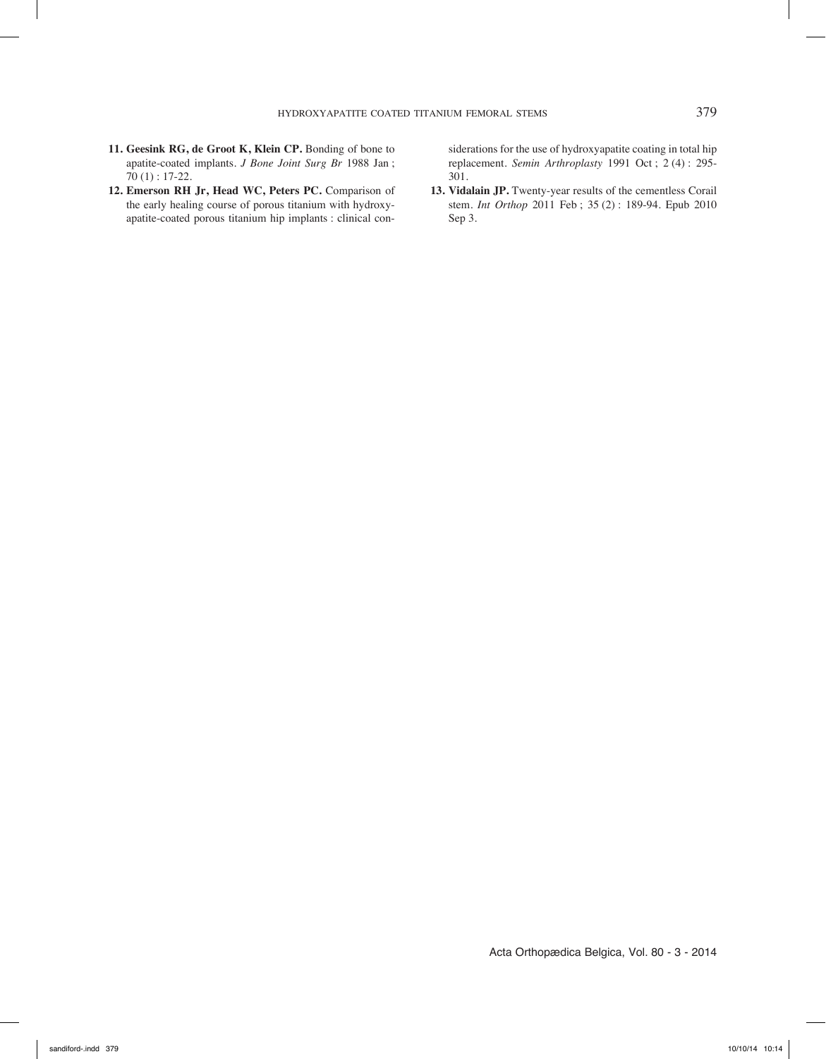11. **Geesink RG, de Groot K, Klein CP.** Bonding of bone to apatite-coated implants. *J Bone Joint Surg Br* 1988 Jan ; 70 (1) : 17-22.
12. **Emerson RH Jr, Head WC, Peters PC.** Comparison of the early healing course of porous titanium with hydroxyapatite-coated porous titanium hip implants : clinical considerations for the use of hydroxyapatite coating in total hip replacement. *Semin Arthroplasty* 1991 Oct ; 2 (4) : 295-301.
13. **Vidalain JP.** Twenty-year results of the cementless Corail stem. *Int Orthop* 2011 Feb ; 35 (2) : 189-94. Epub 2010 Sep 3.